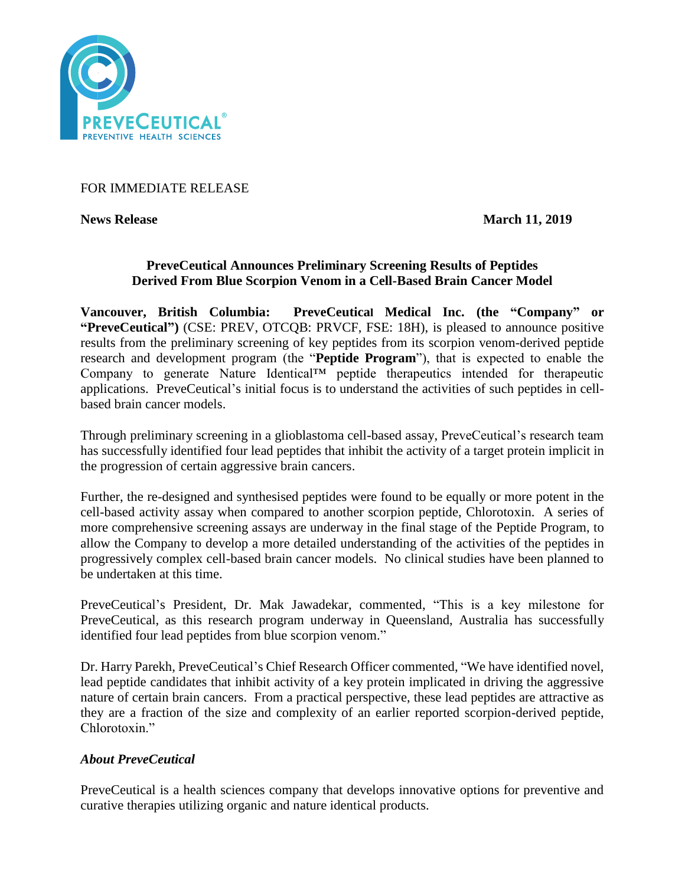FOR IMMEDIATE RELEASE

**News Release** **March 11, 2019**

**PreveCeutical Announces Preliminary Screening Results of Peptides Derived From Blue Scorpion Venom in a Cell-Based Brain Cancer Model**

**Vancouver, British Columbia: PreveCeutical Medical Inc. (the "Company" or "PreveCeutical")** (CSE: PREV, OTCQB: PRVCF, FSE: 18H), is pleased to announce positive results from the preliminary screening of key peptides from its scorpion venom-derived peptide research and development program (the "**Peptide Program**"), that is expected to enable the Company to generate Nature Identical™ peptide therapeutics intended for therapeutic applications. PreveCeutical's initial focus is to understand the activities of such peptides in cell-based brain cancer models.

Through preliminary screening in a glioblastoma cell-based assay, PreveCeutical's research team has successfully identified four lead peptides that inhibit the activity of a target protein implicit in the progression of certain aggressive brain cancers.

Further, the re-designed and synthesised peptides were found to be equally or more potent in the cell-based activity assay when compared to another scorpion peptide, Chlorotoxin. A series of more comprehensive screening assays are underway in the final stage of the Peptide Program, to allow the Company to develop a more detailed understanding of the activities of the peptides in progressively complex cell-based brain cancer models. No clinical studies have been planned to be undertaken at this time.

PreveCeutical's President, Dr. Mak Jawadekar, commented, "This is a key milestone for PreveCeutical, as this research program underway in Queensland, Australia has successfully identified four lead peptides from blue scorpion venom."

Dr. Harry Parekh, PreveCeutical's Chief Research Officer commented, "We have identified novel, lead peptide candidates that inhibit activity of a key protein implicated in driving the aggressive nature of certain brain cancers. From a practical perspective, these lead peptides are attractive as they are a fraction of the size and complexity of an earlier reported scorpion-derived peptide, Chlorotoxin."

***About PreveCeutical***

PreveCeutical is a health sciences company that develops innovative options for preventive and curative therapies utilizing organic and nature identical products.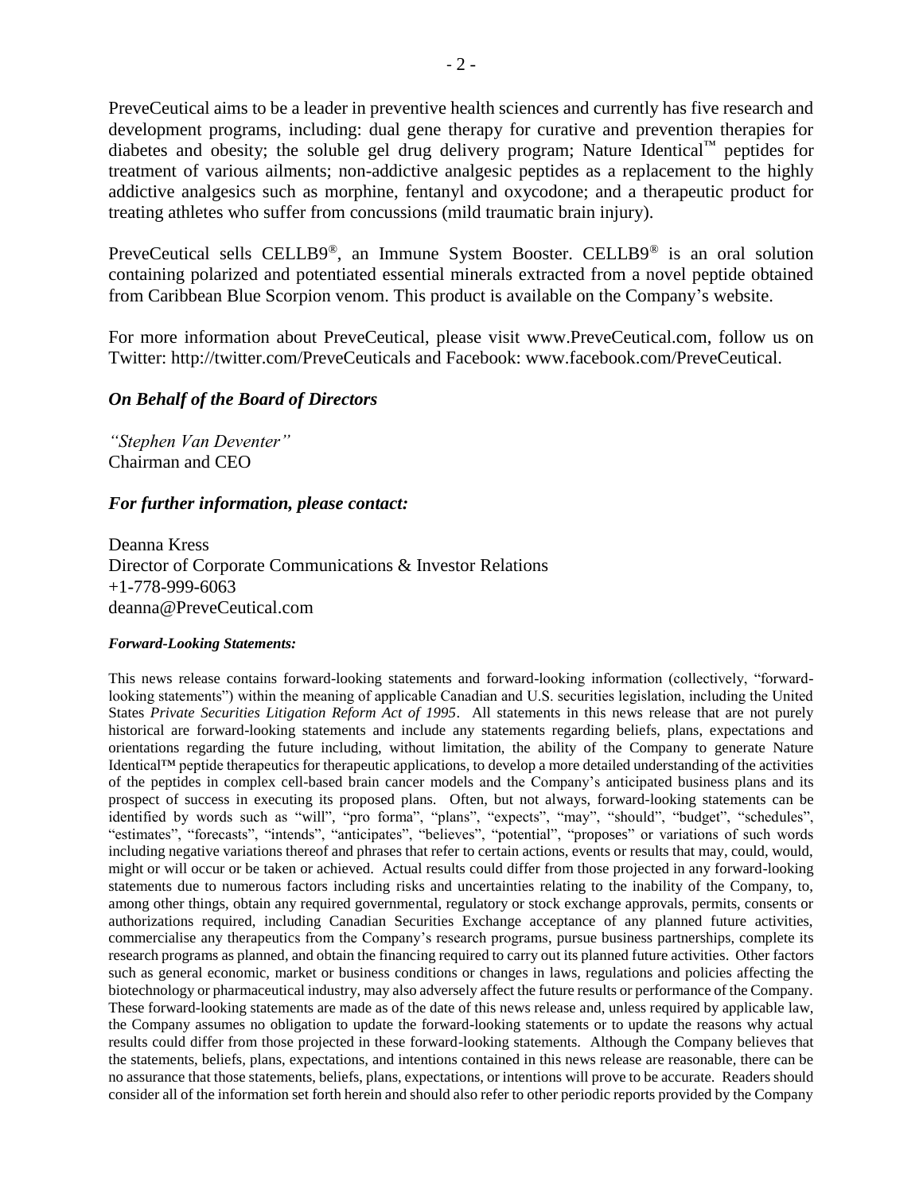PreveCeutical aims to be a leader in preventive health sciences and currently has five research and development programs, including: dual gene therapy for curative and prevention therapies for diabetes and obesity; the soluble gel drug delivery program; Nature Identical™ peptides for treatment of various ailments; non-addictive analgesic peptides as a replacement to the highly addictive analgesics such as morphine, fentanyl and oxycodone; and a therapeutic product for treating athletes who suffer from concussions (mild traumatic brain injury).

PreveCeutical sells CELLB9®, an Immune System Booster. CELLB9® is an oral solution containing polarized and potentiated essential minerals extracted from a novel peptide obtained from Caribbean Blue Scorpion venom. This product is available on the Company's website.

For more information about PreveCeutical, please visit www.PreveCeutical.com, follow us on Twitter: http://twitter.com/PreveCeuticals and Facebook: www.facebook.com/PreveCeutical.

### *On Behalf of the Board of Directors*

*"Stephen Van Deventer"*
Chairman and CEO

### *For further information, please contact:*

Deanna Kress
Director of Corporate Communications & Investor Relations
+1-778-999-6063
deanna@PreveCeutical.com

***Forward-Looking Statements:***

This news release contains forward-looking statements and forward-looking information (collectively, "forward-looking statements") within the meaning of applicable Canadian and U.S. securities legislation, including the United States *Private Securities Litigation Reform Act of 1995*. All statements in this news release that are not purely historical are forward-looking statements and include any statements regarding beliefs, plans, expectations and orientations regarding the future including, without limitation, the ability of the Company to generate Nature Identical™ peptide therapeutics for therapeutic applications, to develop a more detailed understanding of the activities of the peptides in complex cell-based brain cancer models and the Company's anticipated business plans and its prospect of success in executing its proposed plans. Often, but not always, forward-looking statements can be identified by words such as "will", "pro forma", "plans", "expects", "may", "should", "budget", "schedules", "estimates", "forecasts", "intends", "anticipates", "believes", "potential", "proposes" or variations of such words including negative variations thereof and phrases that refer to certain actions, events or results that may, could, would, might or will occur or be taken or achieved. Actual results could differ from those projected in any forward-looking statements due to numerous factors including risks and uncertainties relating to the inability of the Company, to, among other things, obtain any required governmental, regulatory or stock exchange approvals, permits, consents or authorizations required, including Canadian Securities Exchange acceptance of any planned future activities, commercialise any therapeutics from the Company's research programs, pursue business partnerships, complete its research programs as planned, and obtain the financing required to carry out its planned future activities. Other factors such as general economic, market or business conditions or changes in laws, regulations and policies affecting the biotechnology or pharmaceutical industry, may also adversely affect the future results or performance of the Company. These forward-looking statements are made as of the date of this news release and, unless required by applicable law, the Company assumes no obligation to update the forward-looking statements or to update the reasons why actual results could differ from those projected in these forward-looking statements. Although the Company believes that the statements, beliefs, plans, expectations, and intentions contained in this news release are reasonable, there can be no assurance that those statements, beliefs, plans, expectations, or intentions will prove to be accurate. Readers should consider all of the information set forth herein and should also refer to other periodic reports provided by the Company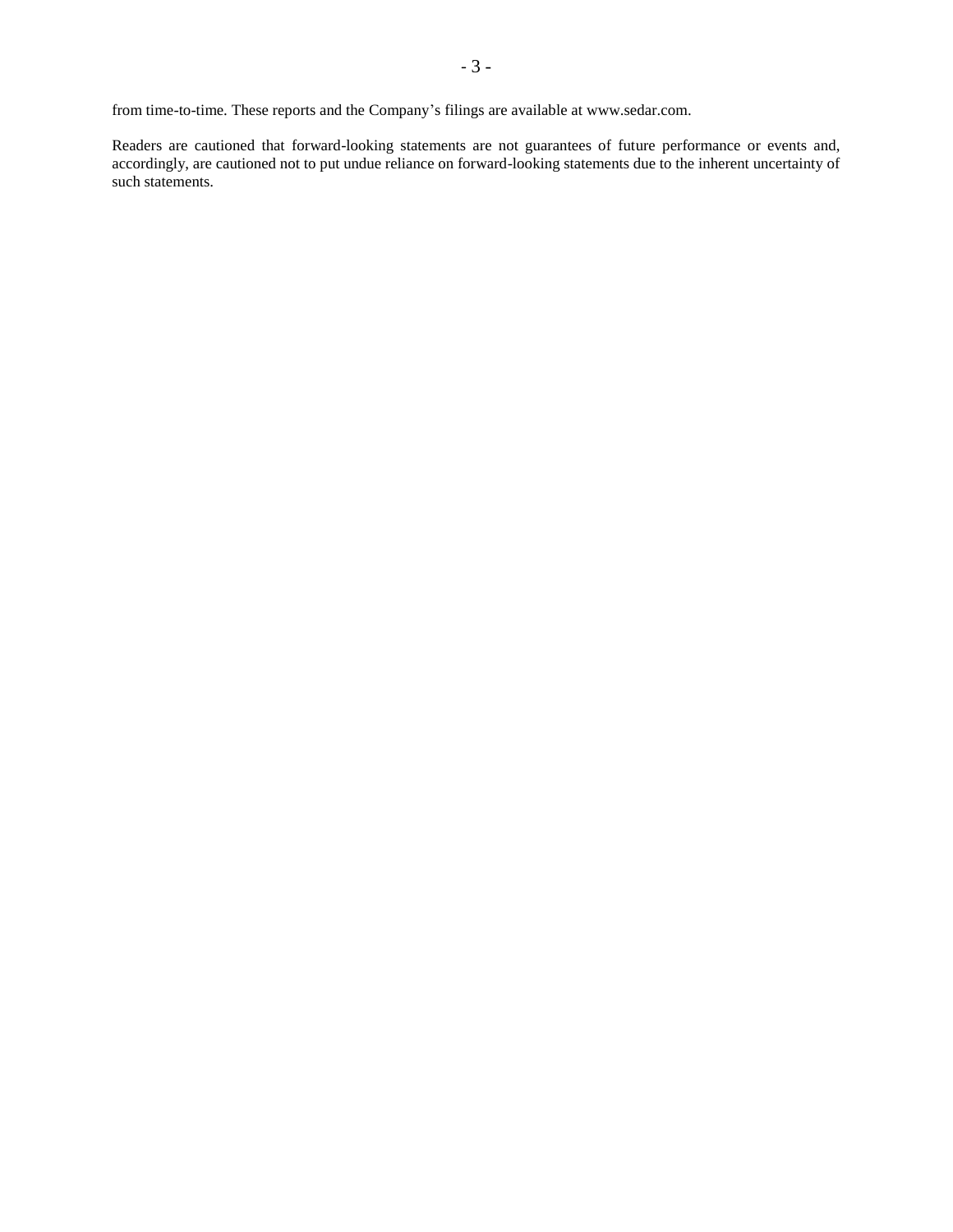from time-to-time. These reports and the Company's filings are available at www.sedar.com.

Readers are cautioned that forward-looking statements are not guarantees of future performance or events and, accordingly, are cautioned not to put undue reliance on forward-looking statements due to the inherent uncertainty of such statements.